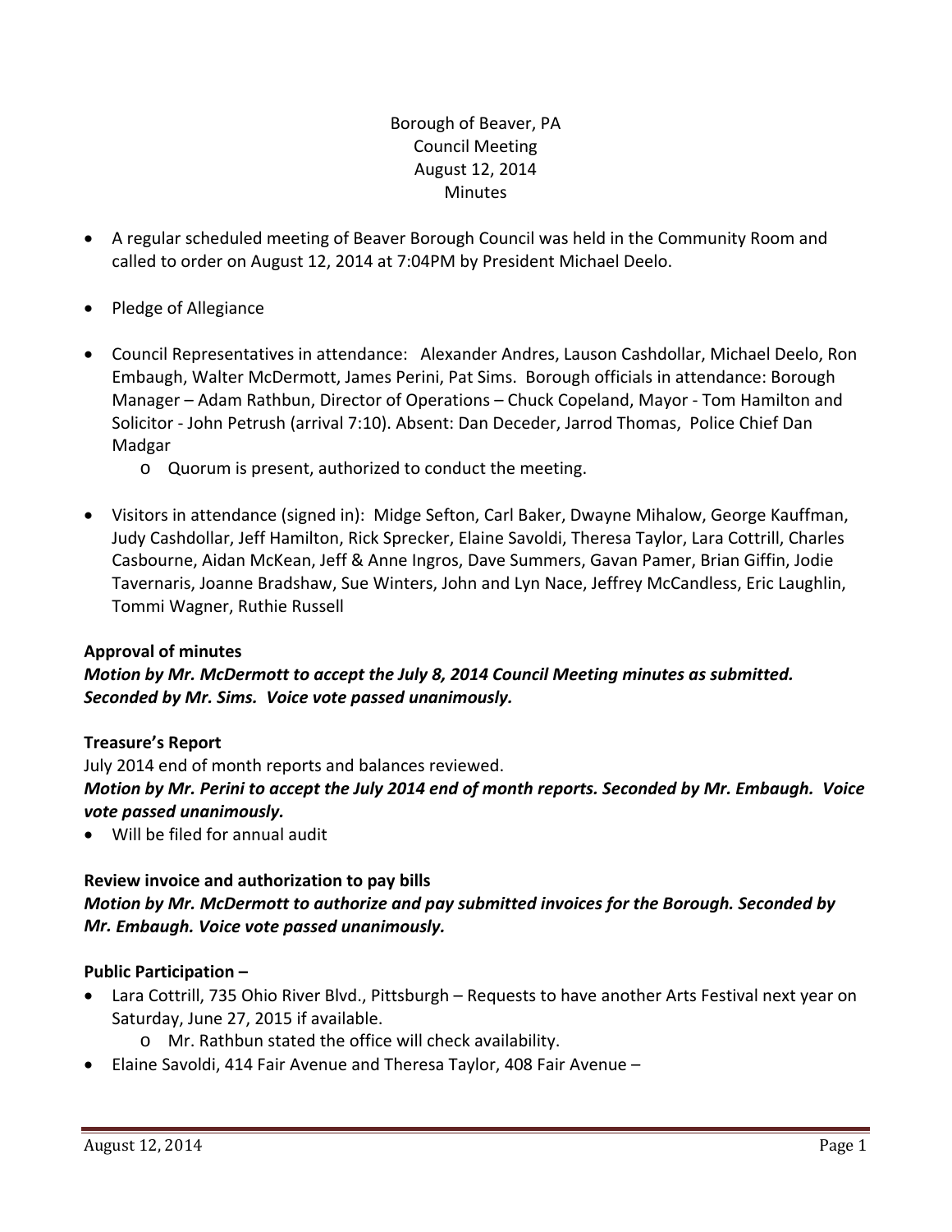Borough of Beaver, PA
Council Meeting
August 12, 2014
Minutes

- A regular scheduled meeting of Beaver Borough Council was held in the Community Room and called to order on August 12, 2014 at 7:04PM by President Michael Deelo.
- Pledge of Allegiance
- Council Representatives in attendance: Alexander Andres, Lauson Cashdollar, Michael Deelo, Ron Embaugh, Walter McDermott, James Perini, Pat Sims. Borough officials in attendance: Borough Manager – Adam Rathbun, Director of Operations – Chuck Copeland, Mayor - Tom Hamilton and Solicitor - John Petrush (arrival 7:10). Absent: Dan Deceder, Jarrod Thomas, Police Chief Dan Madgar
  - Quorum is present, authorized to conduct the meeting.
- Visitors in attendance (signed in): Midge Sefton, Carl Baker, Dwayne Mihalow, George Kauffman, Judy Cashdollar, Jeff Hamilton, Rick Sprecker, Elaine Savoldi, Theresa Taylor, Lara Cottrill, Charles Casbourne, Aidan McKean, Jeff & Anne Ingros, Dave Summers, Gavan Pamer, Brian Giffin, Jodie Tavernaris, Joanne Bradshaw, Sue Winters, John and Lyn Nace, Jeffrey McCandless, Eric Laughlin, Tommi Wagner, Ruthie Russell

**Approval of minutes**

***Motion by Mr. McDermott to accept the July 8, 2014 Council Meeting minutes as submitted. Seconded by Mr. Sims. Voice vote passed unanimously.***

**Treasure's Report**

July 2014 end of month reports and balances reviewed.

***Motion by Mr. Perini to accept the July 2014 end of month reports. Seconded by Mr. Embaugh. Voice vote passed unanimously.***

- Will be filed for annual audit

**Review invoice and authorization to pay bills**

***Motion by Mr. McDermott to authorize and pay submitted invoices for the Borough. Seconded by Mr. Embaugh. Voice vote passed unanimously.***

**Public Participation –**

- Lara Cottrill, 735 Ohio River Blvd., Pittsburgh – Requests to have another Arts Festival next year on Saturday, June 27, 2015 if available.
  - Mr. Rathbun stated the office will check availability.
- Elaine Savoldi, 414 Fair Avenue and Theresa Taylor, 408 Fair Avenue –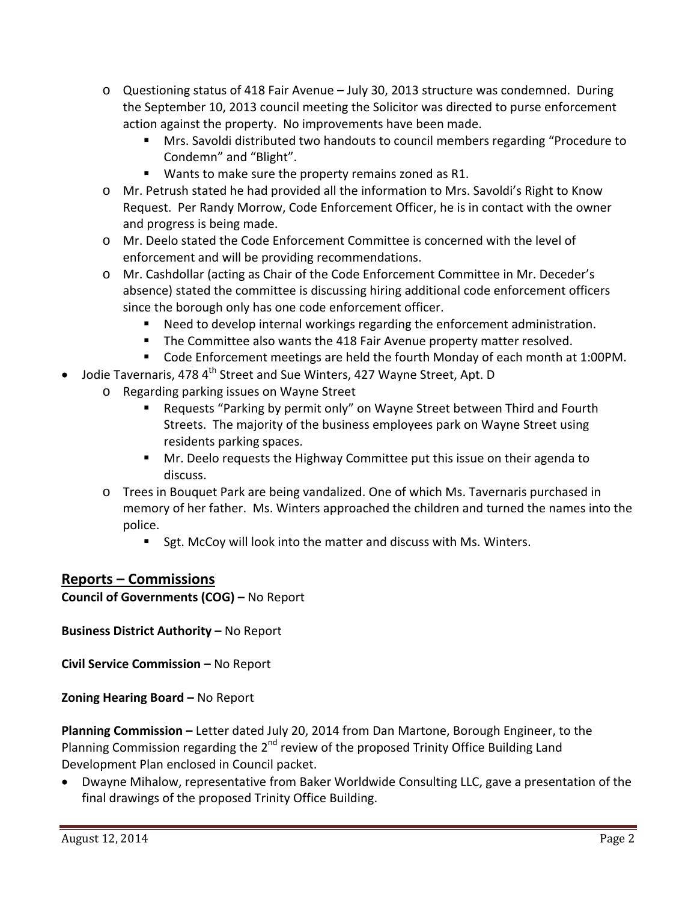- Questioning status of 418 Fair Avenue – July 30, 2013 structure was condemned. During the September 10, 2013 council meeting the Solicitor was directed to purse enforcement action against the property. No improvements have been made.
    - Mrs. Savoldi distributed two handouts to council members regarding "Procedure to Condemn" and "Blight".
    - Wants to make sure the property remains zoned as R1.
  - Mr. Petrush stated he had provided all the information to Mrs. Savoldi's Right to Know Request. Per Randy Morrow, Code Enforcement Officer, he is in contact with the owner and progress is being made.
  - Mr. Deelo stated the Code Enforcement Committee is concerned with the level of enforcement and will be providing recommendations.
  - Mr. Cashdollar (acting as Chair of the Code Enforcement Committee in Mr. Deceder's absence) stated the committee is discussing hiring additional code enforcement officers since the borough only has one code enforcement officer.
    - Need to develop internal workings regarding the enforcement administration.
    - The Committee also wants the 418 Fair Avenue property matter resolved.
    - Code Enforcement meetings are held the fourth Monday of each month at 1:00PM.
- Jodie Tavernaris, 478 4th Street and Sue Winters, 427 Wayne Street, Apt. D
  - Regarding parking issues on Wayne Street
    - Requests "Parking by permit only" on Wayne Street between Third and Fourth Streets. The majority of the business employees park on Wayne Street using residents parking spaces.
    - Mr. Deelo requests the Highway Committee put this issue on their agenda to discuss.
  - Trees in Bouquet Park are being vandalized. One of which Ms. Tavernaris purchased in memory of her father. Ms. Winters approached the children and turned the names into the police.
    - Sgt. McCoy will look into the matter and discuss with Ms. Winters.

## Reports – Commissions

**Council of Governments (COG) –** No Report

**Business District Authority –** No Report

**Civil Service Commission –** No Report

**Zoning Hearing Board –** No Report

**Planning Commission –** Letter dated July 20, 2014 from Dan Martone, Borough Engineer, to the Planning Commission regarding the 2nd review of the proposed Trinity Office Building Land Development Plan enclosed in Council packet.

- Dwayne Mihalow, representative from Baker Worldwide Consulting LLC, gave a presentation of the final drawings of the proposed Trinity Office Building.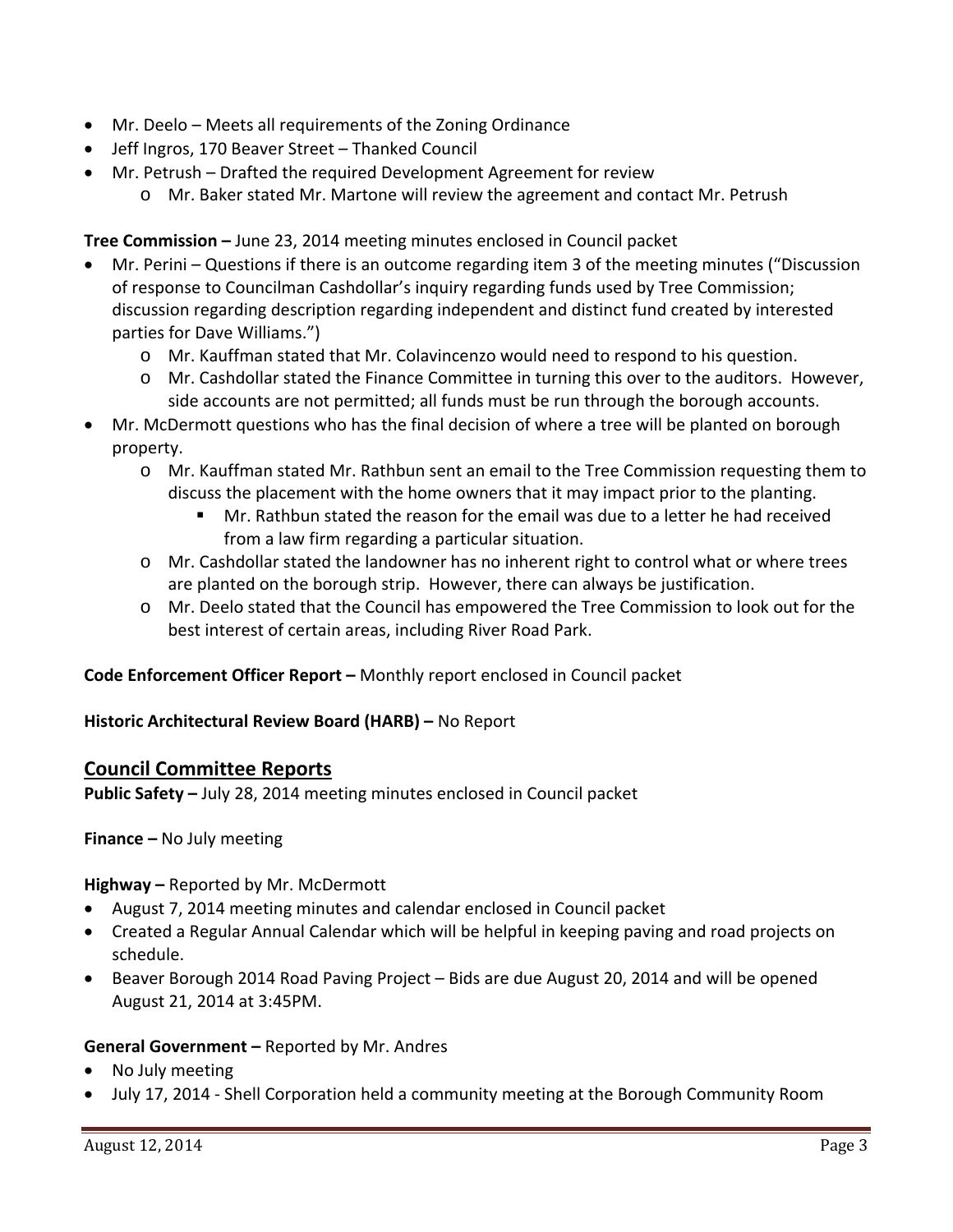- Mr. Deelo – Meets all requirements of the Zoning Ordinance
- Jeff Ingros, 170 Beaver Street – Thanked Council
- Mr. Petrush – Drafted the required Development Agreement for review
  - Mr. Baker stated Mr. Martone will review the agreement and contact Mr. Petrush

**Tree Commission –** June 23, 2014 meeting minutes enclosed in Council packet

- Mr. Perini – Questions if there is an outcome regarding item 3 of the meeting minutes ("Discussion of response to Councilman Cashdollar's inquiry regarding funds used by Tree Commission; discussion regarding description regarding independent and distinct fund created by interested parties for Dave Williams.")
  - Mr. Kauffman stated that Mr. Colavincenzo would need to respond to his question.
  - Mr. Cashdollar stated the Finance Committee in turning this over to the auditors. However, side accounts are not permitted; all funds must be run through the borough accounts.
- Mr. McDermott questions who has the final decision of where a tree will be planted on borough property.
  - Mr. Kauffman stated Mr. Rathbun sent an email to the Tree Commission requesting them to discuss the placement with the home owners that it may impact prior to the planting.
    - Mr. Rathbun stated the reason for the email was due to a letter he had received from a law firm regarding a particular situation.
  - Mr. Cashdollar stated the landowner has no inherent right to control what or where trees are planted on the borough strip. However, there can always be justification.
  - Mr. Deelo stated that the Council has empowered the Tree Commission to look out for the best interest of certain areas, including River Road Park.

**Code Enforcement Officer Report –** Monthly report enclosed in Council packet

**Historic Architectural Review Board (HARB) –** No Report

## Council Committee Reports

**Public Safety –** July 28, 2014 meeting minutes enclosed in Council packet

**Finance –** No July meeting

**Highway –** Reported by Mr. McDermott

- August 7, 2014 meeting minutes and calendar enclosed in Council packet
- Created a Regular Annual Calendar which will be helpful in keeping paving and road projects on schedule.
- Beaver Borough 2014 Road Paving Project – Bids are due August 20, 2014 and will be opened August 21, 2014 at 3:45PM.

**General Government –** Reported by Mr. Andres

- No July meeting
- July 17, 2014 - Shell Corporation held a community meeting at the Borough Community Room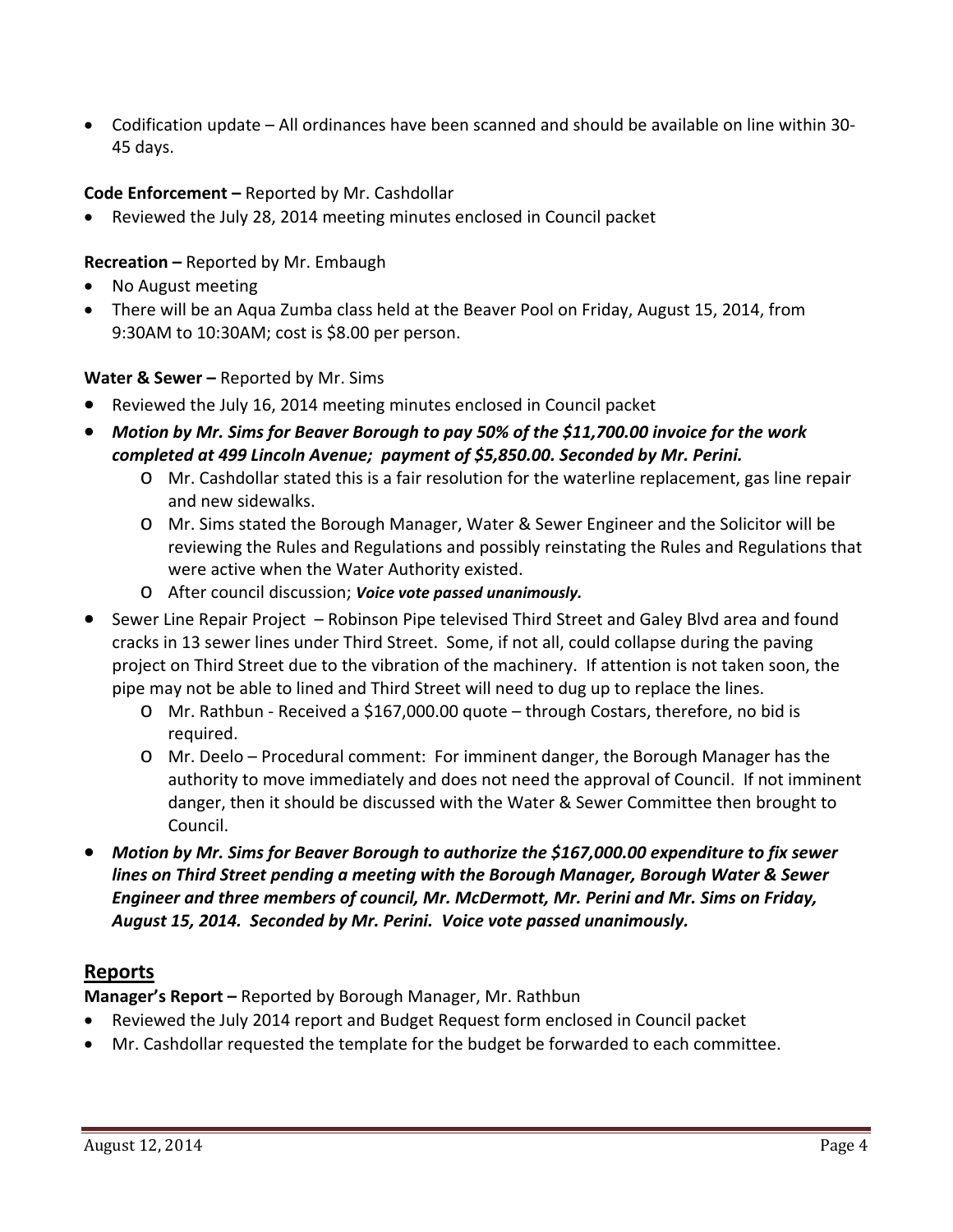- Codification update – All ordinances have been scanned and should be available on line within 30-45 days.

**Code Enforcement –** Reported by Mr. Cashdollar

- Reviewed the July 28, 2014 meeting minutes enclosed in Council packet

**Recreation –** Reported by Mr. Embaugh

- No August meeting
- There will be an Aqua Zumba class held at the Beaver Pool on Friday, August 15, 2014, from 9:30AM to 10:30AM; cost is $8.00 per person.

**Water & Sewer –** Reported by Mr. Sims

- Reviewed the July 16, 2014 meeting minutes enclosed in Council packet
- ***Motion by Mr. Sims for Beaver Borough to pay 50% of the $11,700.00 invoice for the work completed at 499 Lincoln Avenue; payment of $5,850.00. Seconded by Mr. Perini.***
  - Mr. Cashdollar stated this is a fair resolution for the waterline replacement, gas line repair and new sidewalks.
  - Mr. Sims stated the Borough Manager, Water & Sewer Engineer and the Solicitor will be reviewing the Rules and Regulations and possibly reinstating the Rules and Regulations that were active when the Water Authority existed.
  - After council discussion; ***Voice vote passed unanimously.***
- Sewer Line Repair Project – Robinson Pipe televised Third Street and Galey Blvd area and found cracks in 13 sewer lines under Third Street. Some, if not all, could collapse during the paving project on Third Street due to the vibration of the machinery. If attention is not taken soon, the pipe may not be able to lined and Third Street will need to dug up to replace the lines.
  - Mr. Rathbun - Received a $167,000.00 quote – through Costars, therefore, no bid is required.
  - Mr. Deelo – Procedural comment: For imminent danger, the Borough Manager has the authority to move immediately and does not need the approval of Council. If not imminent danger, then it should be discussed with the Water & Sewer Committee then brought to Council.
- ***Motion by Mr. Sims for Beaver Borough to authorize the $167,000.00 expenditure to fix sewer lines on Third Street pending a meeting with the Borough Manager, Borough Water & Sewer Engineer and three members of council, Mr. McDermott, Mr. Perini and Mr. Sims on Friday, August 15, 2014. Seconded by Mr. Perini. Voice vote passed unanimously.***

## Reports

**Manager's Report –** Reported by Borough Manager, Mr. Rathbun

- Reviewed the July 2014 report and Budget Request form enclosed in Council packet
- Mr. Cashdollar requested the template for the budget be forwarded to each committee.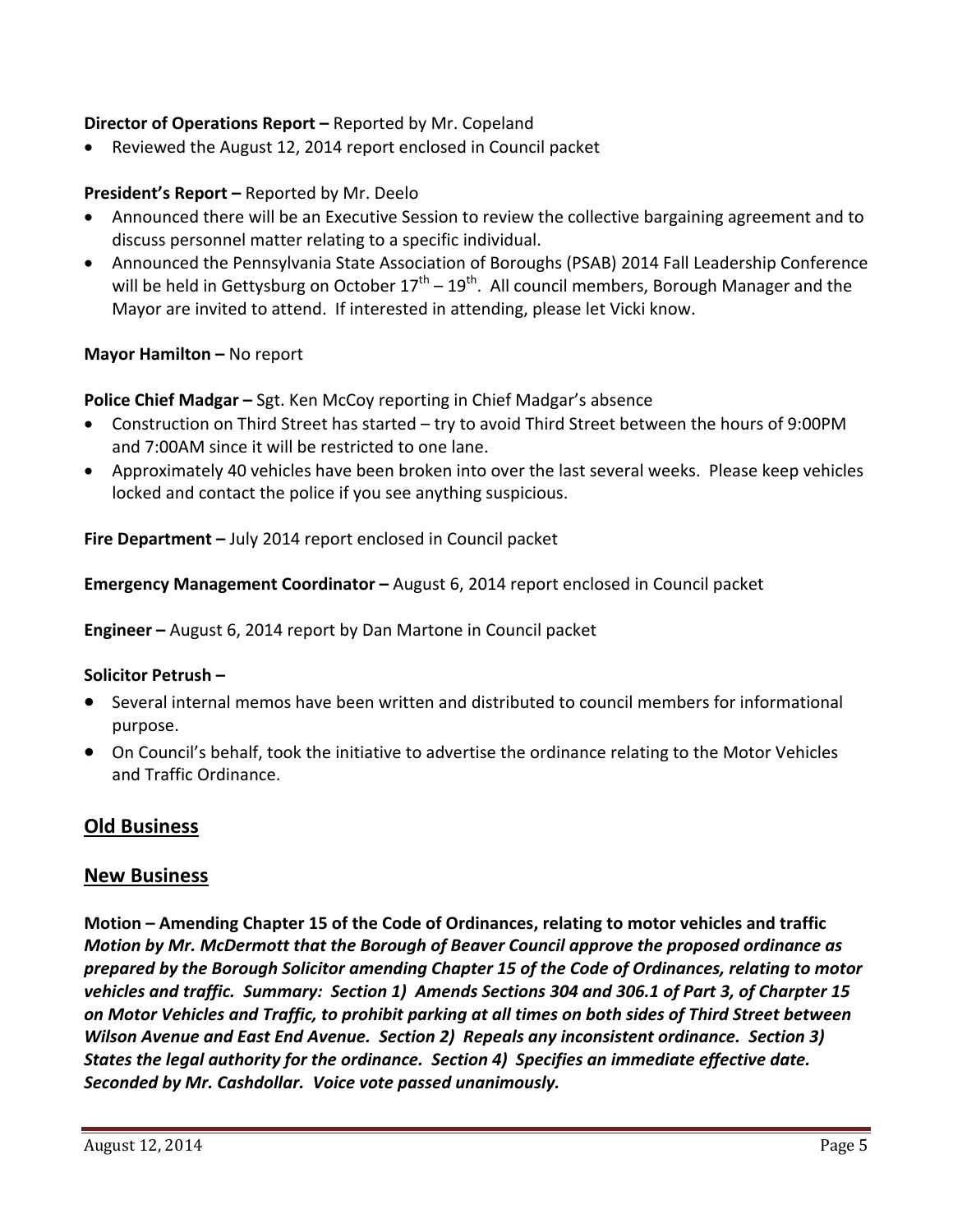**Director of Operations Report –** Reported by Mr. Copeland

- Reviewed the August 12, 2014 report enclosed in Council packet

**President's Report –** Reported by Mr. Deelo

- Announced there will be an Executive Session to review the collective bargaining agreement and to discuss personnel matter relating to a specific individual.
- Announced the Pennsylvania State Association of Boroughs (PSAB) 2014 Fall Leadership Conference will be held in Gettysburg on October 17th – 19th. All council members, Borough Manager and the Mayor are invited to attend. If interested in attending, please let Vicki know.

**Mayor Hamilton –** No report

**Police Chief Madgar –** Sgt. Ken McCoy reporting in Chief Madgar's absence

- Construction on Third Street has started – try to avoid Third Street between the hours of 9:00PM and 7:00AM since it will be restricted to one lane.
- Approximately 40 vehicles have been broken into over the last several weeks. Please keep vehicles locked and contact the police if you see anything suspicious.

**Fire Department –** July 2014 report enclosed in Council packet

**Emergency Management Coordinator –** August 6, 2014 report enclosed in Council packet

**Engineer –** August 6, 2014 report by Dan Martone in Council packet

**Solicitor Petrush –**

- Several internal memos have been written and distributed to council members for informational purpose.
- On Council's behalf, took the initiative to advertise the ordinance relating to the Motor Vehicles and Traffic Ordinance.

## Old Business

## New Business

**Motion – Amending Chapter 15 of the Code of Ordinances, relating to motor vehicles and traffic**
***Motion by Mr. McDermott that the Borough of Beaver Council approve the proposed ordinance as prepared by the Borough Solicitor amending Chapter 15 of the Code of Ordinances, relating to motor vehicles and traffic. Summary: Section 1) Amends Sections 304 and 306.1 of Part 3, of Charpter 15 on Motor Vehicles and Traffic, to prohibit parking at all times on both sides of Third Street between Wilson Avenue and East End Avenue. Section 2) Repeals any inconsistent ordinance. Section 3) States the legal authority for the ordinance. Section 4) Specifies an immediate effective date. Seconded by Mr. Cashdollar. Voice vote passed unanimously.***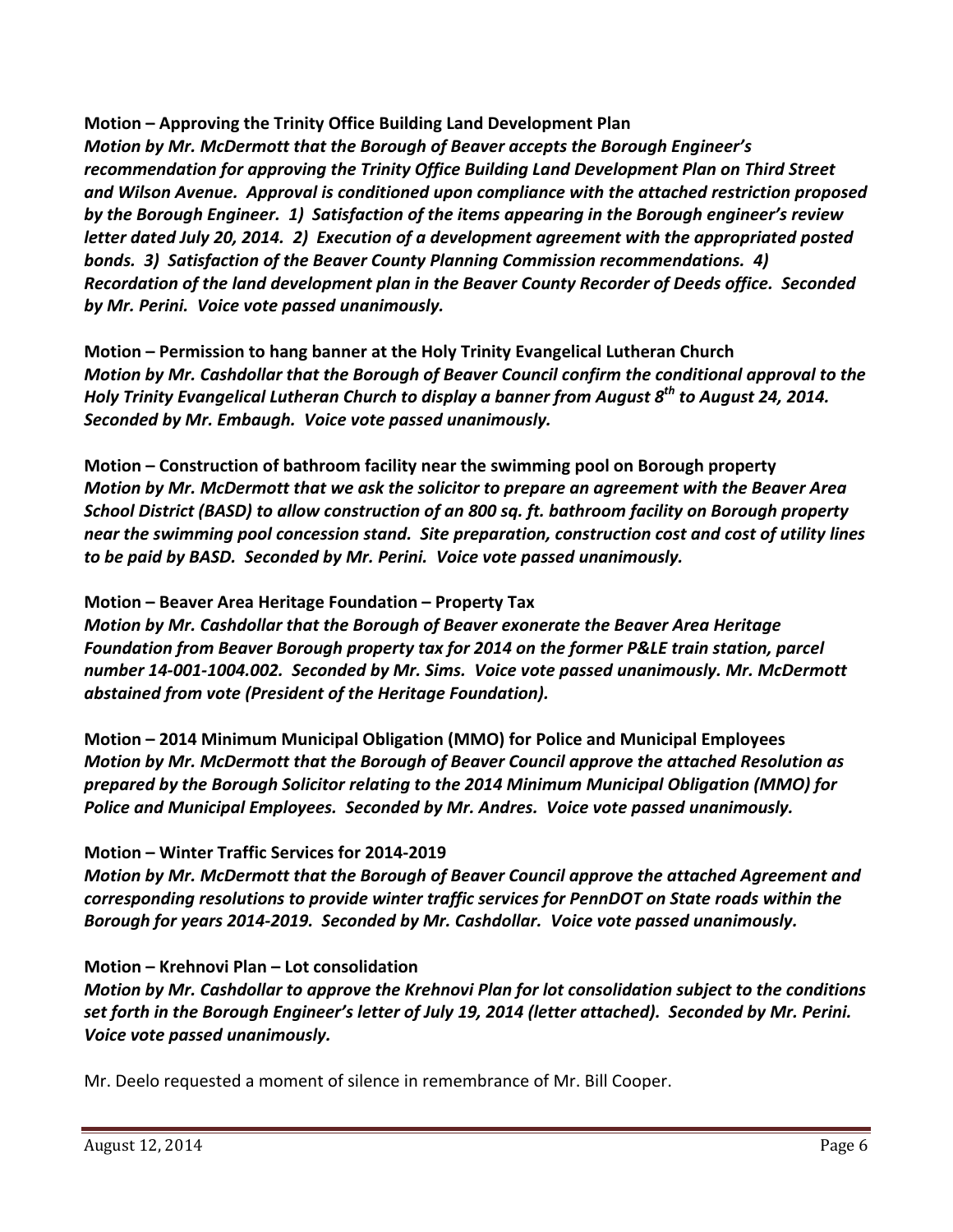**Motion – Approving the Trinity Office Building Land Development Plan**
***Motion by Mr. McDermott that the Borough of Beaver accepts the Borough Engineer's recommendation for approving the Trinity Office Building Land Development Plan on Third Street and Wilson Avenue. Approval is conditioned upon compliance with the attached restriction proposed by the Borough Engineer. 1) Satisfaction of the items appearing in the Borough engineer's review letter dated July 20, 2014. 2) Execution of a development agreement with the appropriated posted bonds. 3) Satisfaction of the Beaver County Planning Commission recommendations. 4) Recordation of the land development plan in the Beaver County Recorder of Deeds office. Seconded by Mr. Perini. Voice vote passed unanimously.***

**Motion – Permission to hang banner at the Holy Trinity Evangelical Lutheran Church**
***Motion by Mr. Cashdollar that the Borough of Beaver Council confirm the conditional approval to the Holy Trinity Evangelical Lutheran Church to display a banner from August 8th to August 24, 2014. Seconded by Mr. Embaugh. Voice vote passed unanimously.***

**Motion – Construction of bathroom facility near the swimming pool on Borough property**
***Motion by Mr. McDermott that we ask the solicitor to prepare an agreement with the Beaver Area School District (BASD) to allow construction of an 800 sq. ft. bathroom facility on Borough property near the swimming pool concession stand. Site preparation, construction cost and cost of utility lines to be paid by BASD. Seconded by Mr. Perini. Voice vote passed unanimously.***

**Motion – Beaver Area Heritage Foundation – Property Tax**
***Motion by Mr. Cashdollar that the Borough of Beaver exonerate the Beaver Area Heritage Foundation from Beaver Borough property tax for 2014 on the former P&LE train station, parcel number 14-001-1004.002. Seconded by Mr. Sims. Voice vote passed unanimously. Mr. McDermott abstained from vote (President of the Heritage Foundation).***

**Motion – 2014 Minimum Municipal Obligation (MMO) for Police and Municipal Employees**
***Motion by Mr. McDermott that the Borough of Beaver Council approve the attached Resolution as prepared by the Borough Solicitor relating to the 2014 Minimum Municipal Obligation (MMO) for Police and Municipal Employees. Seconded by Mr. Andres. Voice vote passed unanimously.***

**Motion – Winter Traffic Services for 2014-2019**
***Motion by Mr. McDermott that the Borough of Beaver Council approve the attached Agreement and corresponding resolutions to provide winter traffic services for PennDOT on State roads within the Borough for years 2014-2019. Seconded by Mr. Cashdollar. Voice vote passed unanimously.***

**Motion – Krehnovi Plan – Lot consolidation**
***Motion by Mr. Cashdollar to approve the Krehnovi Plan for lot consolidation subject to the conditions set forth in the Borough Engineer's letter of July 19, 2014 (letter attached). Seconded by Mr. Perini. Voice vote passed unanimously.***

Mr. Deelo requested a moment of silence in remembrance of Mr. Bill Cooper.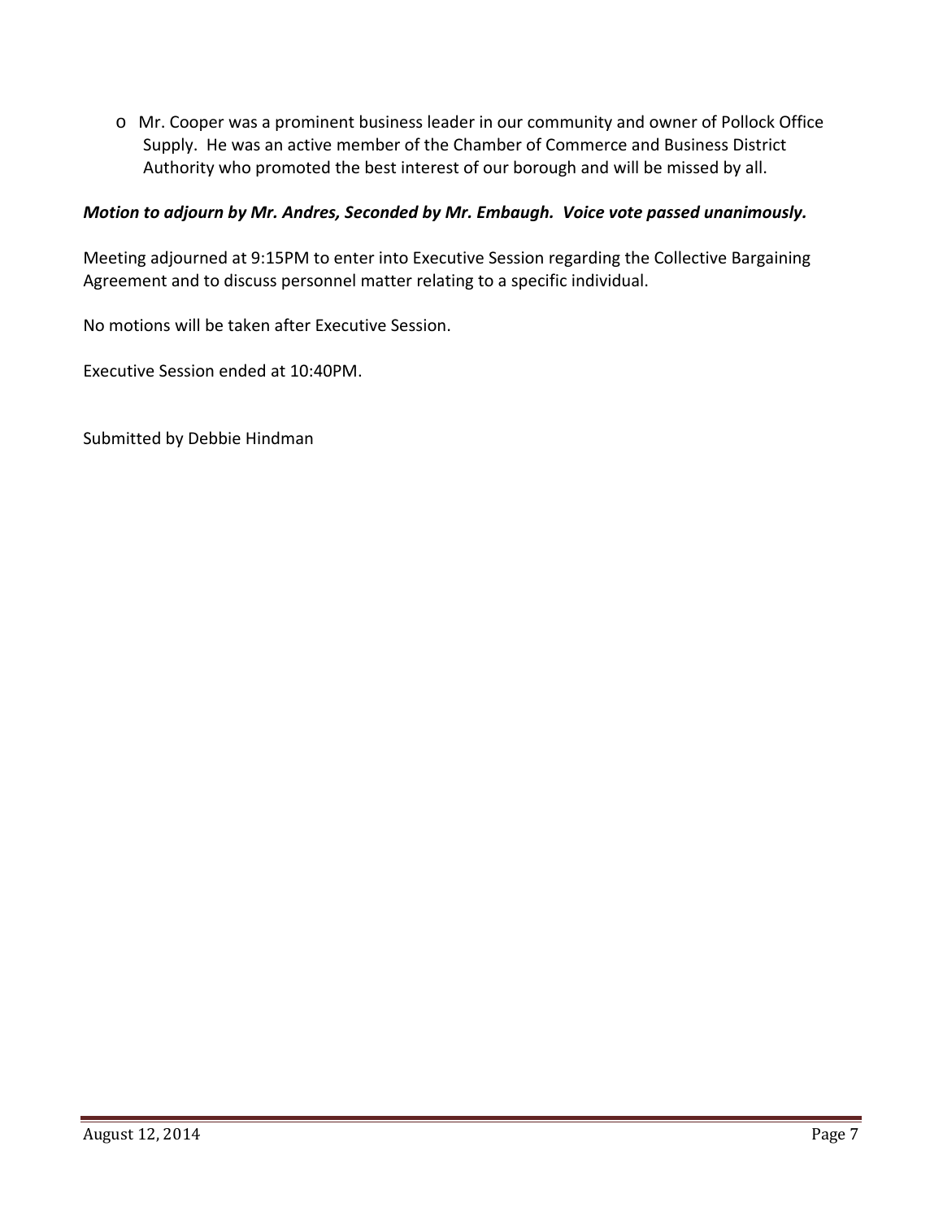- Mr. Cooper was a prominent business leader in our community and owner of Pollock Office Supply. He was an active member of the Chamber of Commerce and Business District Authority who promoted the best interest of our borough and will be missed by all.

***Motion to adjourn by Mr. Andres, Seconded by Mr. Embaugh. Voice vote passed unanimously.***

Meeting adjourned at 9:15PM to enter into Executive Session regarding the Collective Bargaining Agreement and to discuss personnel matter relating to a specific individual.

No motions will be taken after Executive Session.

Executive Session ended at 10:40PM.

Submitted by Debbie Hindman